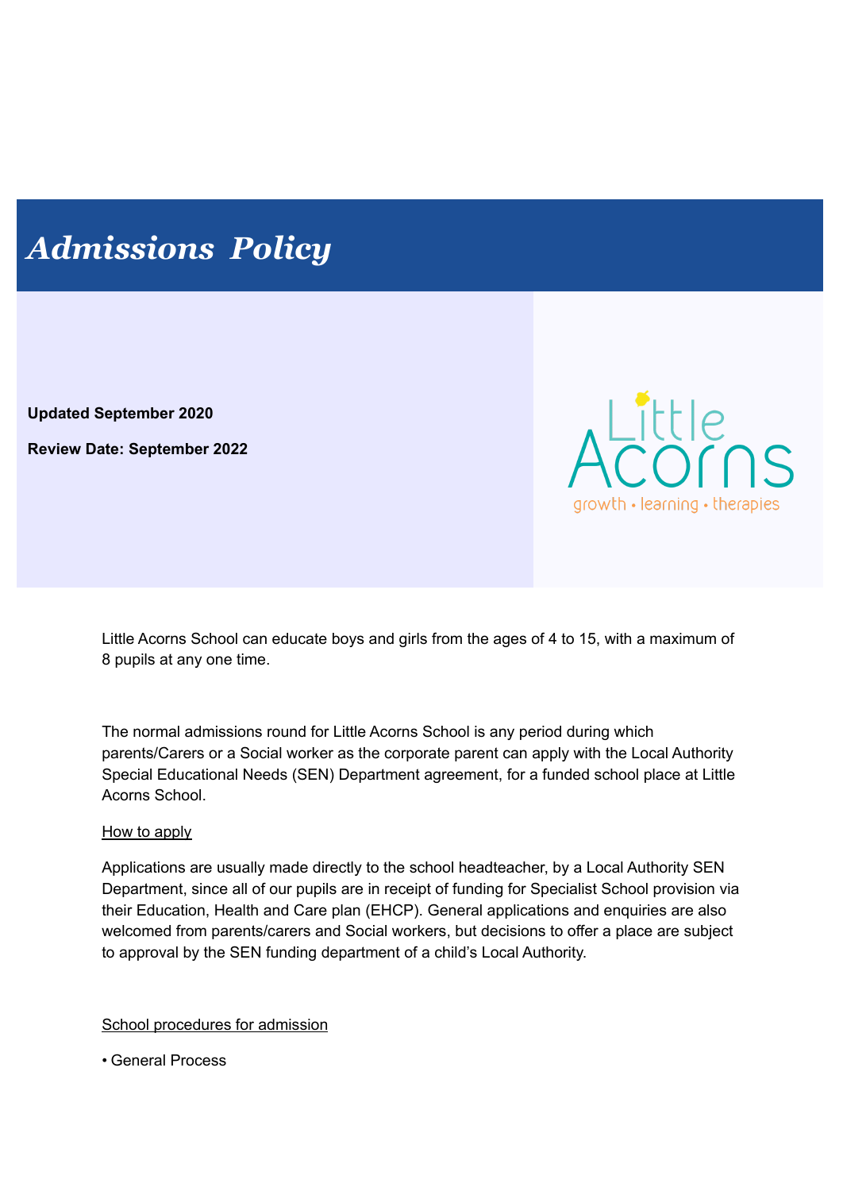# *Admissions Policy*

**Updated September 2020**

**Review Date: September 2022**

Little Acorns

growth • learning • therapies

Little Acorns School can educate boys and girls from the ages of 4 to 15, with a maximum of 8 pupils at any one time.

The normal admissions round for Little Acorns School is any period during which parents/Carers or a Social worker as the corporate parent can apply with the Local Authority Special Educational Needs (SEN) Department agreement, for a funded school place at Little Acorns School.

<u>How to apply</u>

Applications are usually made directly to the school headteacher, by a Local Authority SEN Department, since all of our pupils are in receipt of funding for Specialist School provision via their Education, Health and Care plan (EHCP). General applications and enquiries are also welcomed from parents/carers and Social workers, but decisions to offer a place are subject to approval by the SEN funding department of a child's Local Authority.

<u>School procedures for admission</u>

• General Process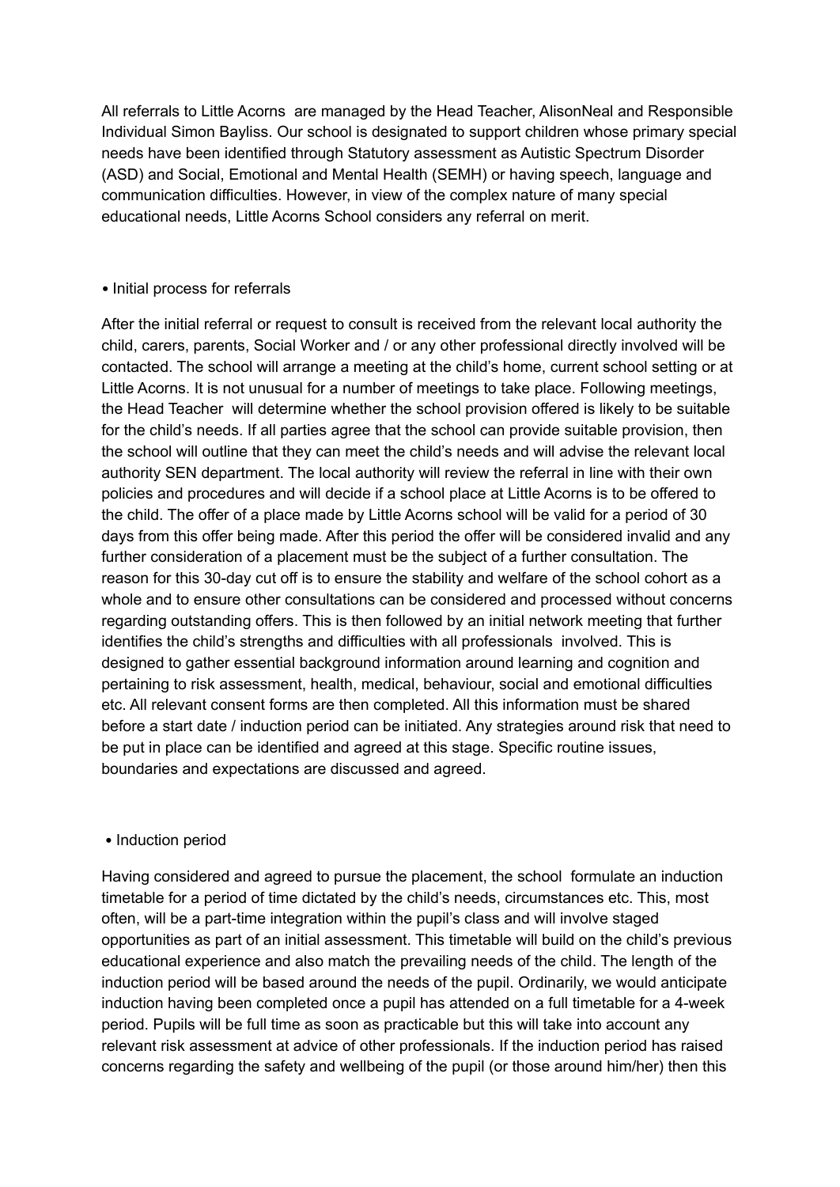All referrals to Little Acorns are managed by the Head Teacher, AlisonNeal and Responsible Individual Simon Bayliss. Our school is designated to support children whose primary special needs have been identified through Statutory assessment as Autistic Spectrum Disorder (ASD) and Social, Emotional and Mental Health (SEMH) or having speech, language and communication difficulties. However, in view of the complex nature of many special educational needs, Little Acorns School considers any referral on merit.

- Initial process for referrals

After the initial referral or request to consult is received from the relevant local authority the child, carers, parents, Social Worker and / or any other professional directly involved will be contacted. The school will arrange a meeting at the child's home, current school setting or at Little Acorns. It is not unusual for a number of meetings to take place. Following meetings, the Head Teacher will determine whether the school provision offered is likely to be suitable for the child's needs. If all parties agree that the school can provide suitable provision, then the school will outline that they can meet the child's needs and will advise the relevant local authority SEN department. The local authority will review the referral in line with their own policies and procedures and will decide if a school place at Little Acorns is to be offered to the child. The offer of a place made by Little Acorns school will be valid for a period of 30 days from this offer being made. After this period the offer will be considered invalid and any further consideration of a placement must be the subject of a further consultation. The reason for this 30-day cut off is to ensure the stability and welfare of the school cohort as a whole and to ensure other consultations can be considered and processed without concerns regarding outstanding offers. This is then followed by an initial network meeting that further identifies the child's strengths and difficulties with all professionals involved. This is designed to gather essential background information around learning and cognition and pertaining to risk assessment, health, medical, behaviour, social and emotional difficulties etc. All relevant consent forms are then completed. All this information must be shared before a start date / induction period can be initiated. Any strategies around risk that need to be put in place can be identified and agreed at this stage. Specific routine issues, boundaries and expectations are discussed and agreed.

- Induction period

Having considered and agreed to pursue the placement, the school formulate an induction timetable for a period of time dictated by the child's needs, circumstances etc. This, most often, will be a part-time integration within the pupil's class and will involve staged opportunities as part of an initial assessment. This timetable will build on the child's previous educational experience and also match the prevailing needs of the child. The length of the induction period will be based around the needs of the pupil. Ordinarily, we would anticipate induction having been completed once a pupil has attended on a full timetable for a 4-week period. Pupils will be full time as soon as practicable but this will take into account any relevant risk assessment at advice of other professionals. If the induction period has raised concerns regarding the safety and wellbeing of the pupil (or those around him/her) then this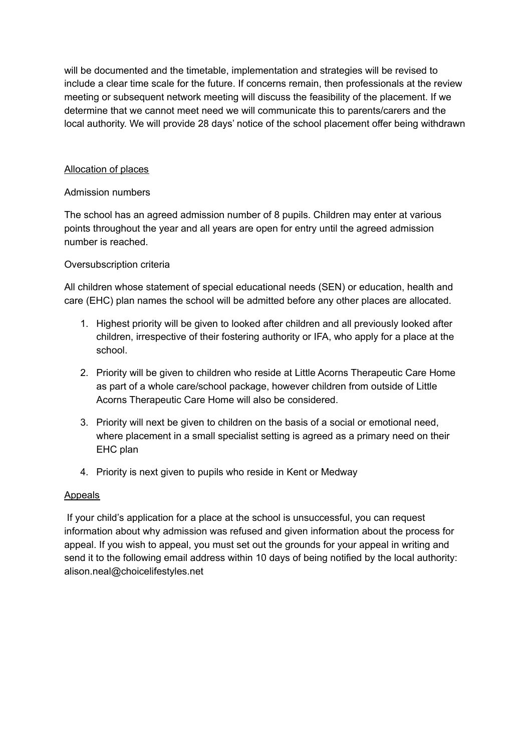will be documented and the timetable, implementation and strategies will be revised to include a clear time scale for the future. If concerns remain, then professionals at the review meeting or subsequent network meeting will discuss the feasibility of the placement. If we determine that we cannot meet need we will communicate this to parents/carers and the local authority. We will provide 28 days' notice of the school placement offer being withdrawn

<u>Allocation of places</u>

Admission numbers

The school has an agreed admission number of 8 pupils. Children may enter at various points throughout the year and all years are open for entry until the agreed admission number is reached.

Oversubscription criteria

All children whose statement of special educational needs (SEN) or education, health and care (EHC) plan names the school will be admitted before any other places are allocated.

1. Highest priority will be given to looked after children and all previously looked after children, irrespective of their fostering authority or IFA, who apply for a place at the school.
2. Priority will be given to children who reside at Little Acorns Therapeutic Care Home as part of a whole care/school package, however children from outside of Little Acorns Therapeutic Care Home will also be considered.
3. Priority will next be given to children on the basis of a social or emotional need, where placement in a small specialist setting is agreed as a primary need on their EHC plan
4. Priority is next given to pupils who reside in Kent or Medway

<u>Appeals</u>

If your child's application for a place at the school is unsuccessful, you can request information about why admission was refused and given information about the process for appeal. If you wish to appeal, you must set out the grounds for your appeal in writing and send it to the following email address within 10 days of being notified by the local authority: alison.neal@choicelifestyles.net